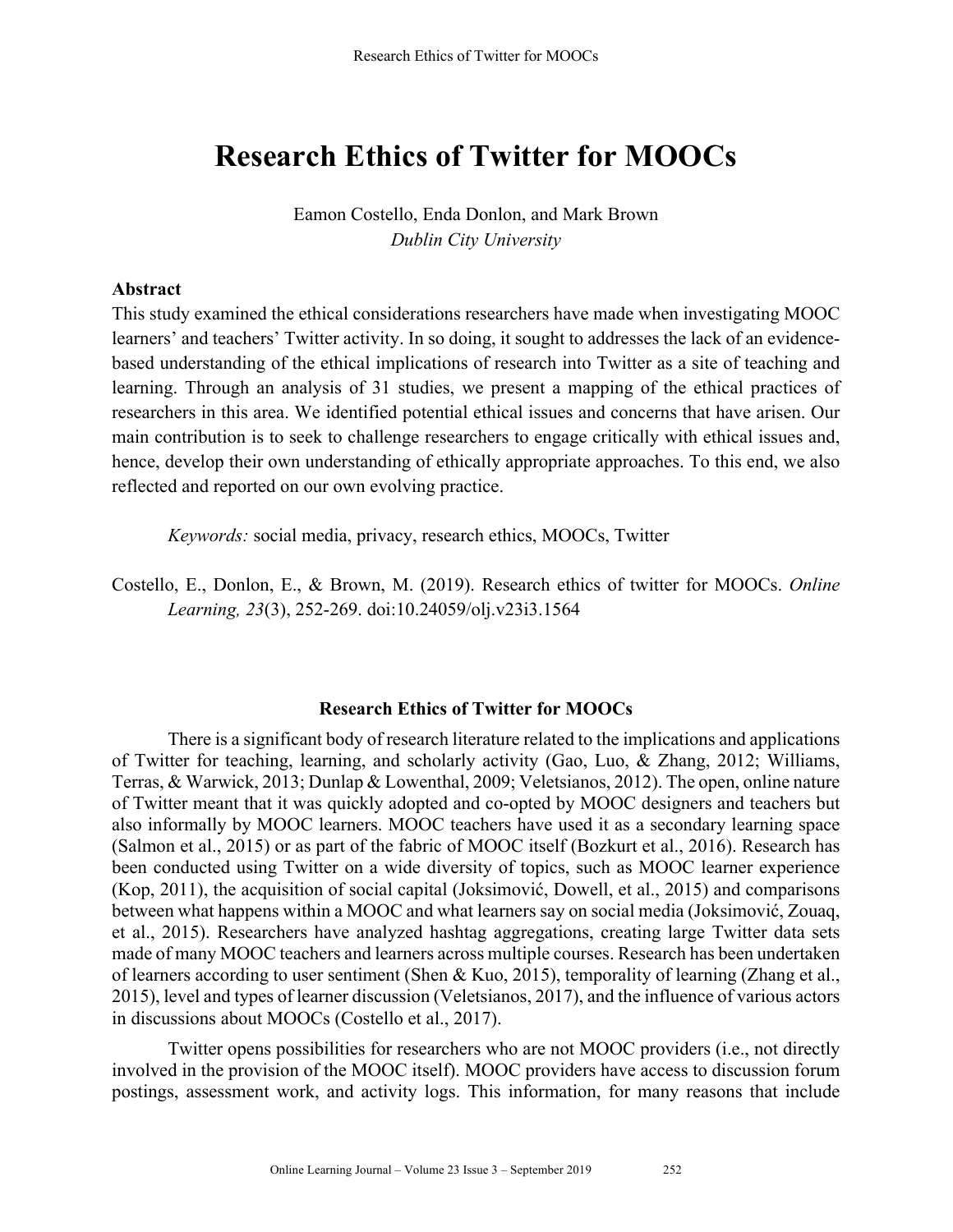# Research Ethics of Twitter for MOOCs

Eamon Costello, Enda Donlon, and Mark Brown
*Dublin City University*

## Abstract

This study examined the ethical considerations researchers have made when investigating MOOC learners' and teachers' Twitter activity. In so doing, it sought to addresses the lack of an evidence-based understanding of the ethical implications of research into Twitter as a site of teaching and learning. Through an analysis of 31 studies, we present a mapping of the ethical practices of researchers in this area. We identified potential ethical issues and concerns that have arisen. Our main contribution is to seek to challenge researchers to engage critically with ethical issues and, hence, develop their own understanding of ethically appropriate approaches. To this end, we also reflected and reported on our own evolving practice.

*Keywords:* social media, privacy, research ethics, MOOCs, Twitter

Costello, E., Donlon, E., & Brown, M. (2019). Research ethics of twitter for MOOCs. *Online Learning, 23*(3), 252-269. doi:10.24059/olj.v23i3.1564

## Research Ethics of Twitter for MOOCs

There is a significant body of research literature related to the implications and applications of Twitter for teaching, learning, and scholarly activity (Gao, Luo, & Zhang, 2012; Williams, Terras, & Warwick, 2013; Dunlap & Lowenthal, 2009; Veletsianos, 2012). The open, online nature of Twitter meant that it was quickly adopted and co-opted by MOOC designers and teachers but also informally by MOOC learners. MOOC teachers have used it as a secondary learning space (Salmon et al., 2015) or as part of the fabric of MOOC itself (Bozkurt et al., 2016). Research has been conducted using Twitter on a wide diversity of topics, such as MOOC learner experience (Kop, 2011), the acquisition of social capital (Joksimović, Dowell, et al., 2015) and comparisons between what happens within a MOOC and what learners say on social media (Joksimović, Zouaq, et al., 2015). Researchers have analyzed hashtag aggregations, creating large Twitter data sets made of many MOOC teachers and learners across multiple courses. Research has been undertaken of learners according to user sentiment (Shen & Kuo, 2015), temporality of learning (Zhang et al., 2015), level and types of learner discussion (Veletsianos, 2017), and the influence of various actors in discussions about MOOCs (Costello et al., 2017).

Twitter opens possibilities for researchers who are not MOOC providers (i.e., not directly involved in the provision of the MOOC itself). MOOC providers have access to discussion forum postings, assessment work, and activity logs. This information, for many reasons that include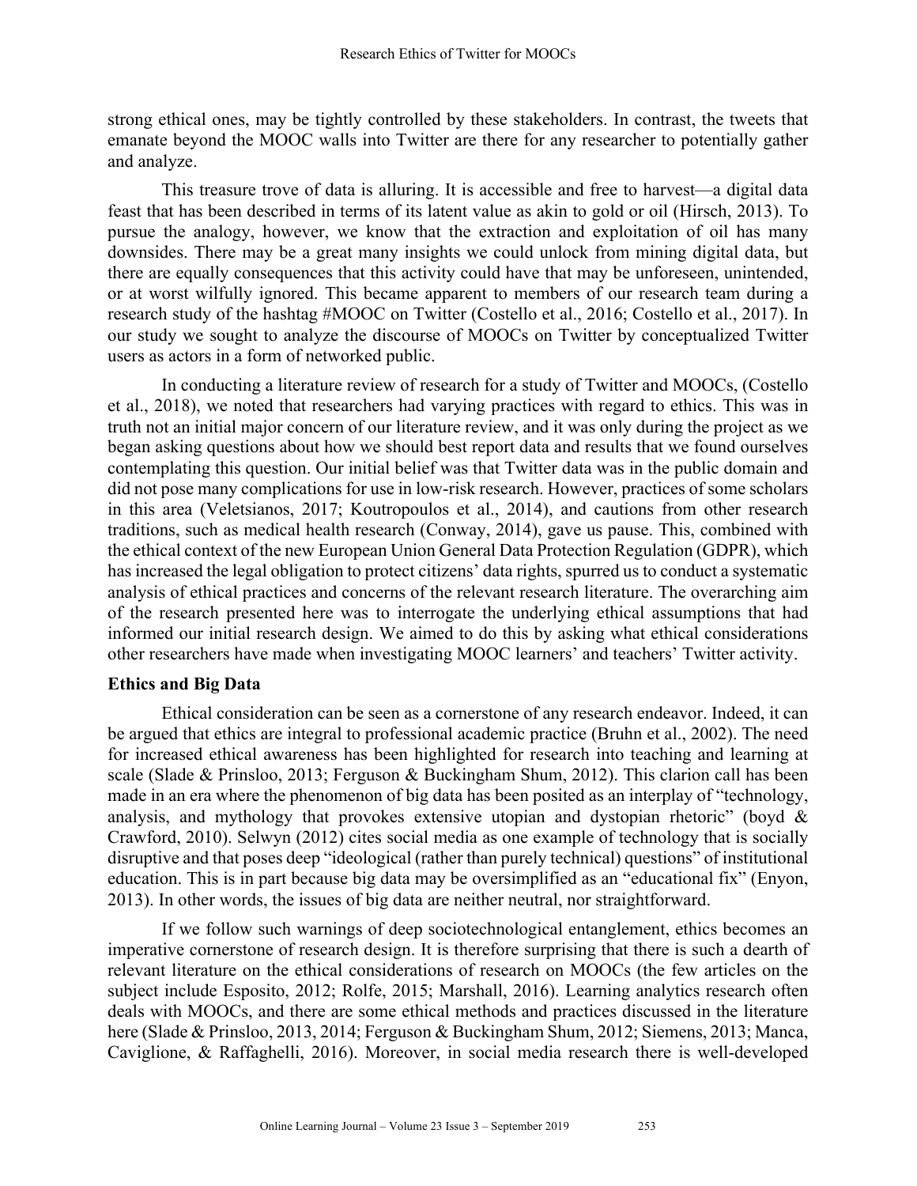strong ethical ones, may be tightly controlled by these stakeholders. In contrast, the tweets that emanate beyond the MOOC walls into Twitter are there for any researcher to potentially gather and analyze.

This treasure trove of data is alluring. It is accessible and free to harvest—a digital data feast that has been described in terms of its latent value as akin to gold or oil (Hirsch, 2013). To pursue the analogy, however, we know that the extraction and exploitation of oil has many downsides. There may be a great many insights we could unlock from mining digital data, but there are equally consequences that this activity could have that may be unforeseen, unintended, or at worst wilfully ignored. This became apparent to members of our research team during a research study of the hashtag #MOOC on Twitter (Costello et al., 2016; Costello et al., 2017). In our study we sought to analyze the discourse of MOOCs on Twitter by conceptualized Twitter users as actors in a form of networked public.

In conducting a literature review of research for a study of Twitter and MOOCs, (Costello et al., 2018), we noted that researchers had varying practices with regard to ethics. This was in truth not an initial major concern of our literature review, and it was only during the project as we began asking questions about how we should best report data and results that we found ourselves contemplating this question. Our initial belief was that Twitter data was in the public domain and did not pose many complications for use in low-risk research. However, practices of some scholars in this area (Veletsianos, 2017; Koutropoulos et al., 2014), and cautions from other research traditions, such as medical health research (Conway, 2014), gave us pause. This, combined with the ethical context of the new European Union General Data Protection Regulation (GDPR), which has increased the legal obligation to protect citizens' data rights, spurred us to conduct a systematic analysis of ethical practices and concerns of the relevant research literature. The overarching aim of the research presented here was to interrogate the underlying ethical assumptions that had informed our initial research design. We aimed to do this by asking what ethical considerations other researchers have made when investigating MOOC learners' and teachers' Twitter activity.

## Ethics and Big Data

Ethical consideration can be seen as a cornerstone of any research endeavor. Indeed, it can be argued that ethics are integral to professional academic practice (Bruhn et al., 2002). The need for increased ethical awareness has been highlighted for research into teaching and learning at scale (Slade & Prinsloo, 2013; Ferguson & Buckingham Shum, 2012). This clarion call has been made in an era where the phenomenon of big data has been posited as an interplay of "technology, analysis, and mythology that provokes extensive utopian and dystopian rhetoric" (boyd & Crawford, 2010). Selwyn (2012) cites social media as one example of technology that is socially disruptive and that poses deep "ideological (rather than purely technical) questions" of institutional education. This is in part because big data may be oversimplified as an "educational fix" (Enyon, 2013). In other words, the issues of big data are neither neutral, nor straightforward.

If we follow such warnings of deep sociotechnological entanglement, ethics becomes an imperative cornerstone of research design. It is therefore surprising that there is such a dearth of relevant literature on the ethical considerations of research on MOOCs (the few articles on the subject include Esposito, 2012; Rolfe, 2015; Marshall, 2016). Learning analytics research often deals with MOOCs, and there are some ethical methods and practices discussed in the literature here (Slade & Prinsloo, 2013, 2014; Ferguson & Buckingham Shum, 2012; Siemens, 2013; Manca, Caviglione, & Raffaghelli, 2016). Moreover, in social media research there is well-developed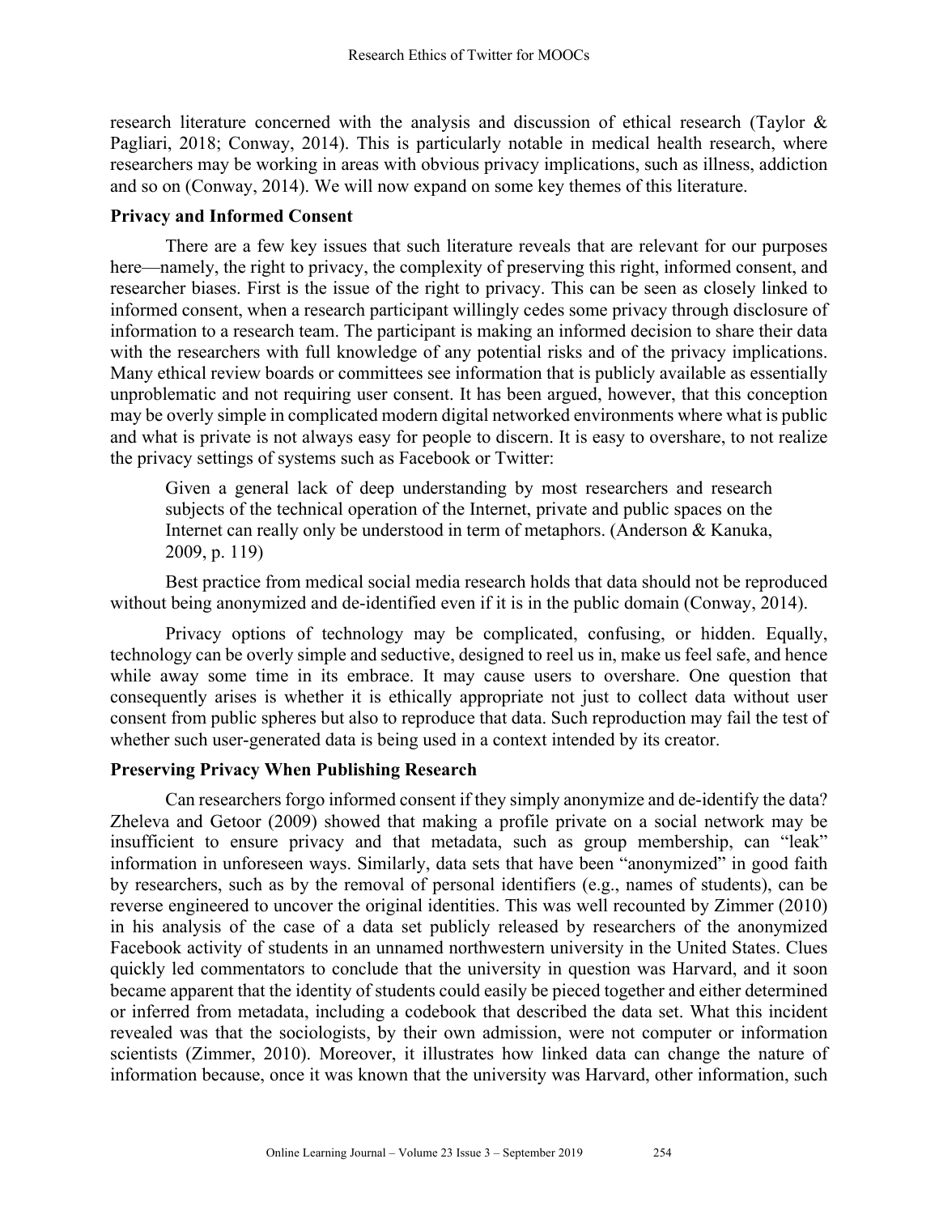research literature concerned with the analysis and discussion of ethical research (Taylor & Pagliari, 2018; Conway, 2014). This is particularly notable in medical health research, where researchers may be working in areas with obvious privacy implications, such as illness, addiction and so on (Conway, 2014). We will now expand on some key themes of this literature.

### Privacy and Informed Consent

There are a few key issues that such literature reveals that are relevant for our purposes here—namely, the right to privacy, the complexity of preserving this right, informed consent, and researcher biases. First is the issue of the right to privacy. This can be seen as closely linked to informed consent, when a research participant willingly cedes some privacy through disclosure of information to a research team. The participant is making an informed decision to share their data with the researchers with full knowledge of any potential risks and of the privacy implications. Many ethical review boards or committees see information that is publicly available as essentially unproblematic and not requiring user consent. It has been argued, however, that this conception may be overly simple in complicated modern digital networked environments where what is public and what is private is not always easy for people to discern. It is easy to overshare, to not realize the privacy settings of systems such as Facebook or Twitter:

> Given a general lack of deep understanding by most researchers and research subjects of the technical operation of the Internet, private and public spaces on the Internet can really only be understood in term of metaphors. (Anderson & Kanuka, 2009, p. 119)

Best practice from medical social media research holds that data should not be reproduced without being anonymized and de-identified even if it is in the public domain (Conway, 2014).

Privacy options of technology may be complicated, confusing, or hidden. Equally, technology can be overly simple and seductive, designed to reel us in, make us feel safe, and hence while away some time in its embrace. It may cause users to overshare. One question that consequently arises is whether it is ethically appropriate not just to collect data without user consent from public spheres but also to reproduce that data. Such reproduction may fail the test of whether such user-generated data is being used in a context intended by its creator.

### Preserving Privacy When Publishing Research

Can researchers forgo informed consent if they simply anonymize and de-identify the data? Zheleva and Getoor (2009) showed that making a profile private on a social network may be insufficient to ensure privacy and that metadata, such as group membership, can "leak" information in unforeseen ways. Similarly, data sets that have been "anonymized" in good faith by researchers, such as by the removal of personal identifiers (e.g., names of students), can be reverse engineered to uncover the original identities. This was well recounted by Zimmer (2010) in his analysis of the case of a data set publicly released by researchers of the anonymized Facebook activity of students in an unnamed northwestern university in the United States. Clues quickly led commentators to conclude that the university in question was Harvard, and it soon became apparent that the identity of students could easily be pieced together and either determined or inferred from metadata, including a codebook that described the data set. What this incident revealed was that the sociologists, by their own admission, were not computer or information scientists (Zimmer, 2010). Moreover, it illustrates how linked data can change the nature of information because, once it was known that the university was Harvard, other information, such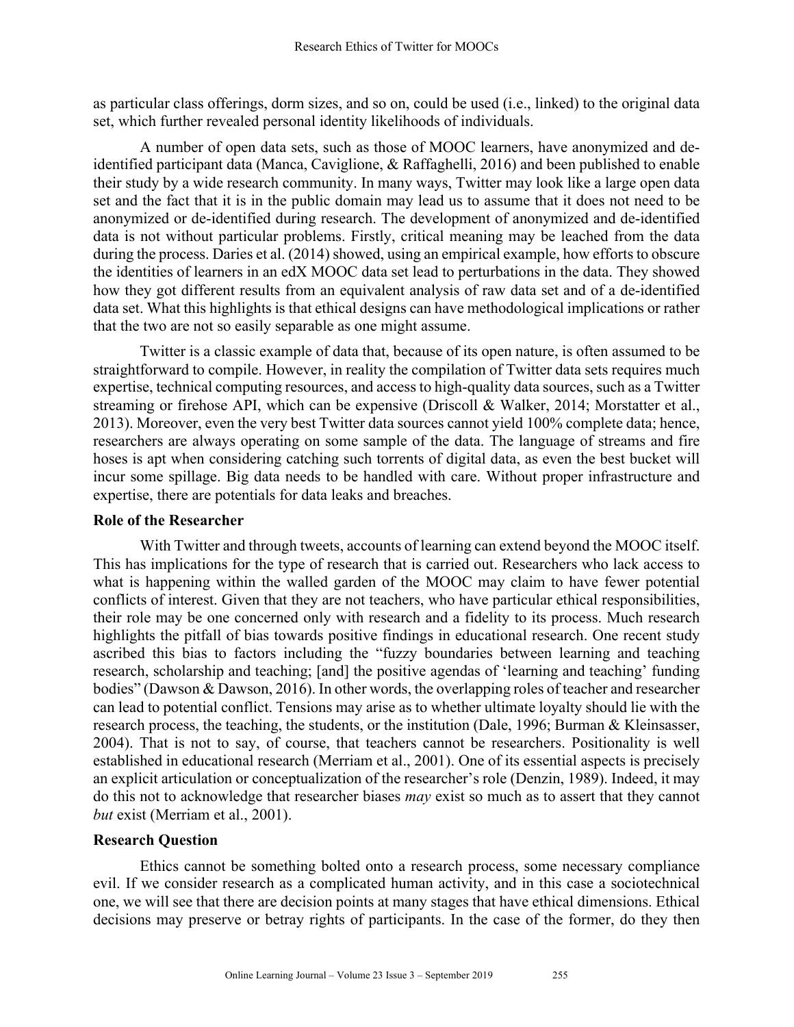as particular class offerings, dorm sizes, and so on, could be used (i.e., linked) to the original data set, which further revealed personal identity likelihoods of individuals.

A number of open data sets, such as those of MOOC learners, have anonymized and de-identified participant data (Manca, Caviglione, & Raffaghelli, 2016) and been published to enable their study by a wide research community. In many ways, Twitter may look like a large open data set and the fact that it is in the public domain may lead us to assume that it does not need to be anonymized or de-identified during research. The development of anonymized and de-identified data is not without particular problems. Firstly, critical meaning may be leached from the data during the process. Daries et al. (2014) showed, using an empirical example, how efforts to obscure the identities of learners in an edX MOOC data set lead to perturbations in the data. They showed how they got different results from an equivalent analysis of raw data set and of a de-identified data set. What this highlights is that ethical designs can have methodological implications or rather that the two are not so easily separable as one might assume.

Twitter is a classic example of data that, because of its open nature, is often assumed to be straightforward to compile. However, in reality the compilation of Twitter data sets requires much expertise, technical computing resources, and access to high-quality data sources, such as a Twitter streaming or firehose API, which can be expensive (Driscoll & Walker, 2014; Morstatter et al., 2013). Moreover, even the very best Twitter data sources cannot yield 100% complete data; hence, researchers are always operating on some sample of the data. The language of streams and fire hoses is apt when considering catching such torrents of digital data, as even the best bucket will incur some spillage. Big data needs to be handled with care. Without proper infrastructure and expertise, there are potentials for data leaks and breaches.

### Role of the Researcher

With Twitter and through tweets, accounts of learning can extend beyond the MOOC itself. This has implications for the type of research that is carried out. Researchers who lack access to what is happening within the walled garden of the MOOC may claim to have fewer potential conflicts of interest. Given that they are not teachers, who have particular ethical responsibilities, their role may be one concerned only with research and a fidelity to its process. Much research highlights the pitfall of bias towards positive findings in educational research. One recent study ascribed this bias to factors including the "fuzzy boundaries between learning and teaching research, scholarship and teaching; [and] the positive agendas of 'learning and teaching' funding bodies" (Dawson & Dawson, 2016). In other words, the overlapping roles of teacher and researcher can lead to potential conflict. Tensions may arise as to whether ultimate loyalty should lie with the research process, the teaching, the students, or the institution (Dale, 1996; Burman & Kleinsasser, 2004). That is not to say, of course, that teachers cannot be researchers. Positionality is well established in educational research (Merriam et al., 2001). One of its essential aspects is precisely an explicit articulation or conceptualization of the researcher's role (Denzin, 1989). Indeed, it may do this not to acknowledge that researcher biases *may* exist so much as to assert that they cannot *but* exist (Merriam et al., 2001).

### Research Question

Ethics cannot be something bolted onto a research process, some necessary compliance evil. If we consider research as a complicated human activity, and in this case a sociotechnical one, we will see that there are decision points at many stages that have ethical dimensions. Ethical decisions may preserve or betray rights of participants. In the case of the former, do they then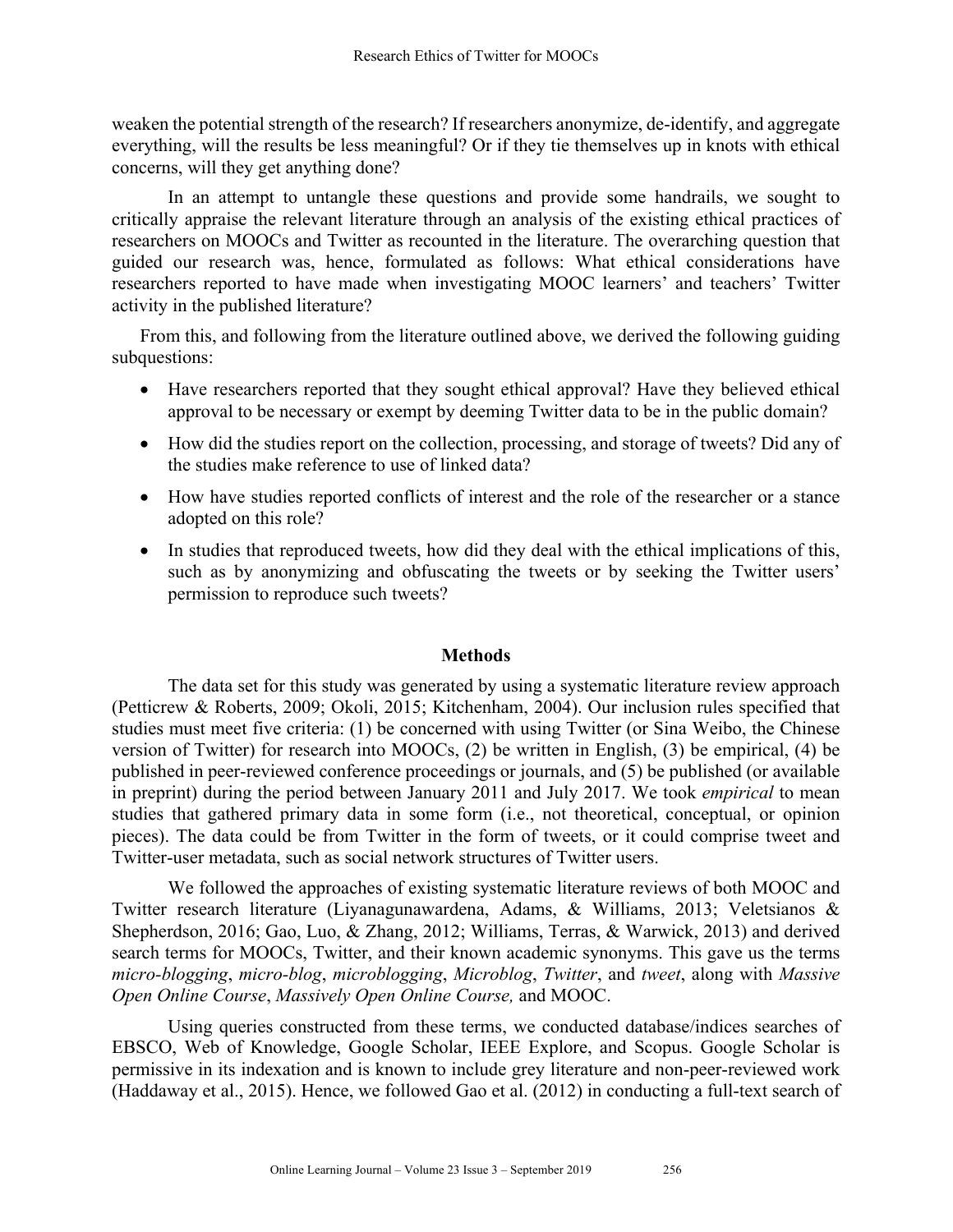weaken the potential strength of the research? If researchers anonymize, de-identify, and aggregate everything, will the results be less meaningful? Or if they tie themselves up in knots with ethical concerns, will they get anything done?

In an attempt to untangle these questions and provide some handrails, we sought to critically appraise the relevant literature through an analysis of the existing ethical practices of researchers on MOOCs and Twitter as recounted in the literature. The overarching question that guided our research was, hence, formulated as follows: What ethical considerations have researchers reported to have made when investigating MOOC learners' and teachers' Twitter activity in the published literature?

From this, and following from the literature outlined above, we derived the following guiding subquestions:

- Have researchers reported that they sought ethical approval? Have they believed ethical approval to be necessary or exempt by deeming Twitter data to be in the public domain?
- How did the studies report on the collection, processing, and storage of tweets? Did any of the studies make reference to use of linked data?
- How have studies reported conflicts of interest and the role of the researcher or a stance adopted on this role?
- In studies that reproduced tweets, how did they deal with the ethical implications of this, such as by anonymizing and obfuscating the tweets or by seeking the Twitter users' permission to reproduce such tweets?

## Methods

The data set for this study was generated by using a systematic literature review approach (Petticrew & Roberts, 2009; Okoli, 2015; Kitchenham, 2004). Our inclusion rules specified that studies must meet five criteria: (1) be concerned with using Twitter (or Sina Weibo, the Chinese version of Twitter) for research into MOOCs, (2) be written in English, (3) be empirical, (4) be published in peer-reviewed conference proceedings or journals, and (5) be published (or available in preprint) during the period between January 2011 and July 2017. We took *empirical* to mean studies that gathered primary data in some form (i.e., not theoretical, conceptual, or opinion pieces). The data could be from Twitter in the form of tweets, or it could comprise tweet and Twitter-user metadata, such as social network structures of Twitter users.

We followed the approaches of existing systematic literature reviews of both MOOC and Twitter research literature (Liyanagunawardena, Adams, & Williams, 2013; Veletsianos & Shepherdson, 2016; Gao, Luo, & Zhang, 2012; Williams, Terras, & Warwick, 2013) and derived search terms for MOOCs, Twitter, and their known academic synonyms. This gave us the terms *micro-blogging*, *micro-blog*, *microblogging*, *Microblog*, *Twitter*, and *tweet*, along with *Massive Open Online Course*, *Massively Open Online Course,* and MOOC.

Using queries constructed from these terms, we conducted database/indices searches of EBSCO, Web of Knowledge, Google Scholar, IEEE Explore, and Scopus. Google Scholar is permissive in its indexation and is known to include grey literature and non-peer-reviewed work (Haddaway et al., 2015). Hence, we followed Gao et al. (2012) in conducting a full-text search of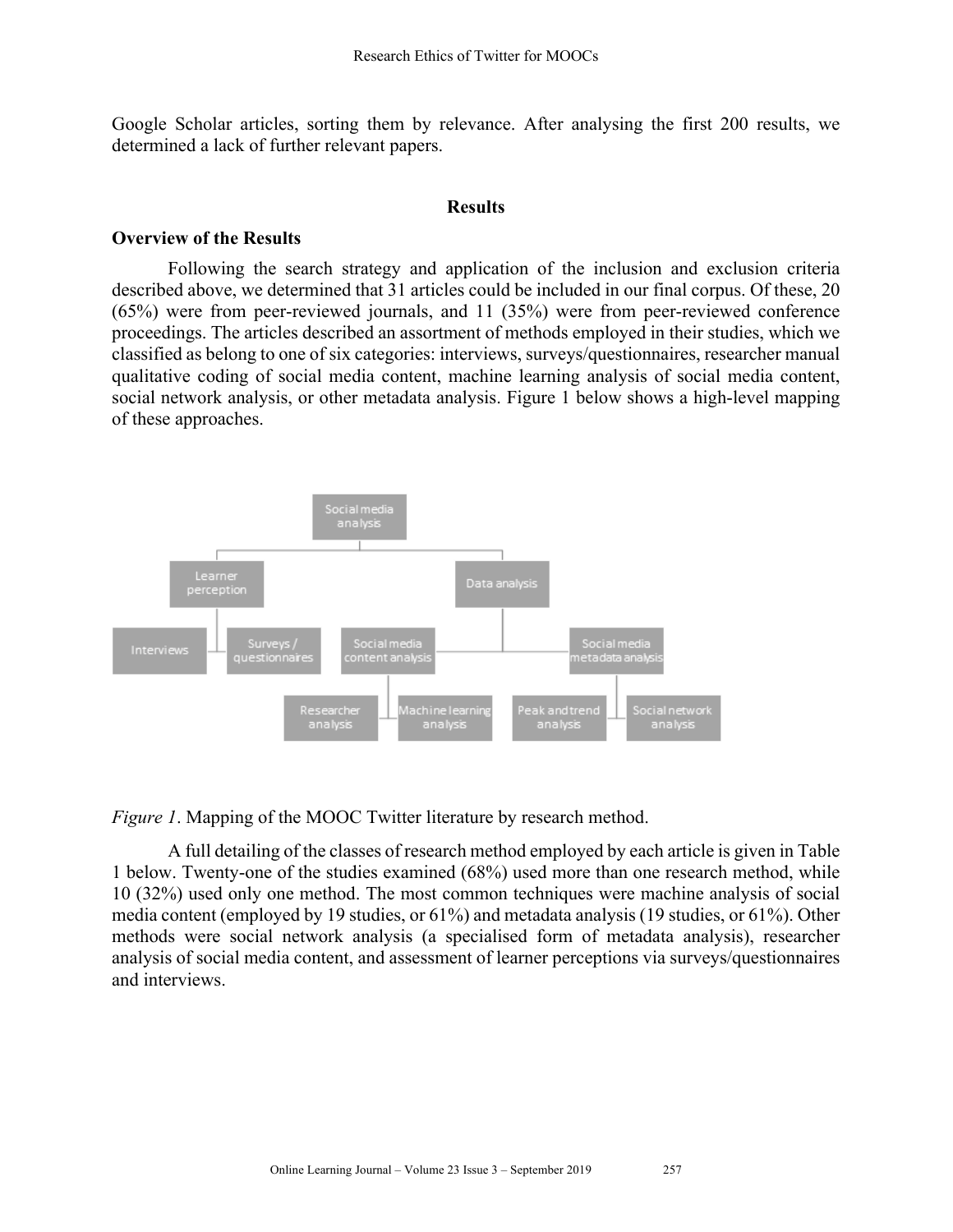Google Scholar articles, sorting them by relevance. After analysing the first 200 results, we determined a lack of further relevant papers.

## Results

### Overview of the Results

Following the search strategy and application of the inclusion and exclusion criteria described above, we determined that 31 articles could be included in our final corpus. Of these, 20 (65%) were from peer-reviewed journals, and 11 (35%) were from peer-reviewed conference proceedings. The articles described an assortment of methods employed in their studies, which we classified as belong to one of six categories: interviews, surveys/questionnaires, researcher manual qualitative coding of social media content, machine learning analysis of social media content, social network analysis, or other metadata analysis. Figure 1 below shows a high-level mapping of these approaches.

*Figure 1*. Mapping of the MOOC Twitter literature by research method.

A full detailing of the classes of research method employed by each article is given in Table 1 below. Twenty-one of the studies examined (68%) used more than one research method, while 10 (32%) used only one method. The most common techniques were machine analysis of social media content (employed by 19 studies, or 61%) and metadata analysis (19 studies, or 61%). Other methods were social network analysis (a specialised form of metadata analysis), researcher analysis of social media content, and assessment of learner perceptions via surveys/questionnaires and interviews.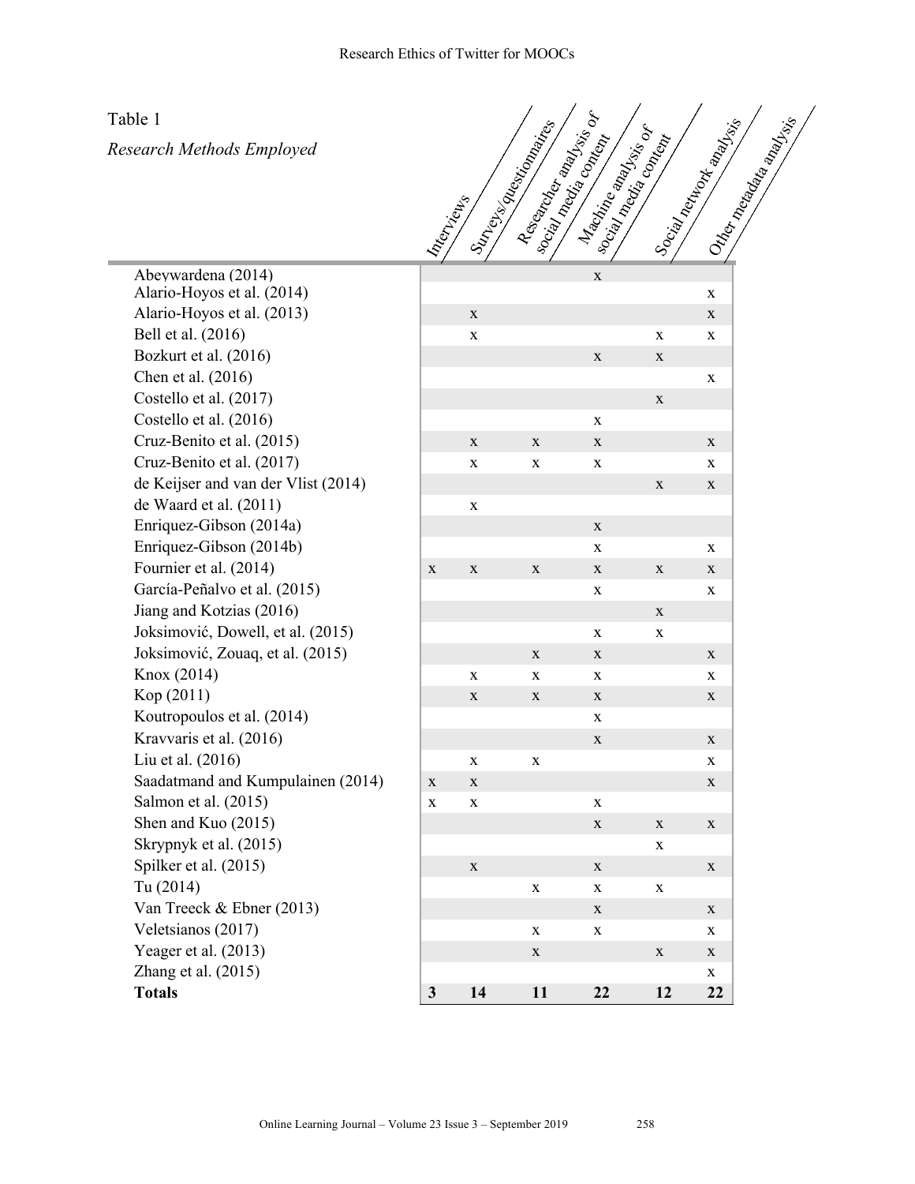Table 1

*Research Methods Employed*

| | Interviews | Surveys/questionnaires | Researcher analysis of social media content | Machine analysis of social media content | Social network analysis | Other metadata analysis |
|---|---|---|---|---|---|---|
| Abeywardena (2014) | | | | x | | |
| Alario-Hoyos et al. (2014) | | | | | | x |
| Alario-Hoyos et al. (2013) | | x | | | | x |
| Bell et al. (2016) | | x | | | x | x |
| Bozkurt et al. (2016) | | | | x | x | |
| Chen et al. (2016) | | | | | | x |
| Costello et al. (2017) | | | | | x | |
| Costello et al. (2016) | | | | x | | |
| Cruz-Benito et al. (2015) | | x | x | x | | x |
| Cruz-Benito et al. (2017) | | x | x | x | | x |
| de Keijser and van der Vlist (2014) | | | | | x | x |
| de Waard et al. (2011) | | x | | | | |
| Enriquez-Gibson (2014a) | | | | x | | |
| Enriquez-Gibson (2014b) | | | | x | | x |
| Fournier et al. (2014) | x | x | x | x | x | x |
| García-Peñalvo et al. (2015) | | | | x | | x |
| Jiang and Kotzias (2016) | | | | | x | |
| Joksimović, Dowell, et al. (2015) | | | | x | x | |
| Joksimović, Zouaq, et al. (2015) | | | x | x | | x |
| Knox (2014) | | x | x | x | | x |
| Kop (2011) | | x | x | x | | x |
| Koutropoulos et al. (2014) | | | | x | | |
| Kravvaris et al. (2016) | | | | x | | x |
| Liu et al. (2016) | | x | x | | | x |
| Saadatmand and Kumpulainen (2014) | x | x | | | | x |
| Salmon et al. (2015) | x | x | | x | | |
| Shen and Kuo (2015) | | | | x | x | x |
| Skrypnyk et al. (2015) | | | | | x | |
| Spilker et al. (2015) | | x | | x | | x |
| Tu (2014) | | | x | x | x | |
| Van Treeck & Ebner (2013) | | | | x | | x |
| Veletsianos (2017) | | | x | x | | x |
| Yeager et al. (2013) | | | x | | x | x |
| Zhang et al. (2015) | | | | | | x |
| **Totals** | **3** | **14** | **11** | **22** | **12** | **22** |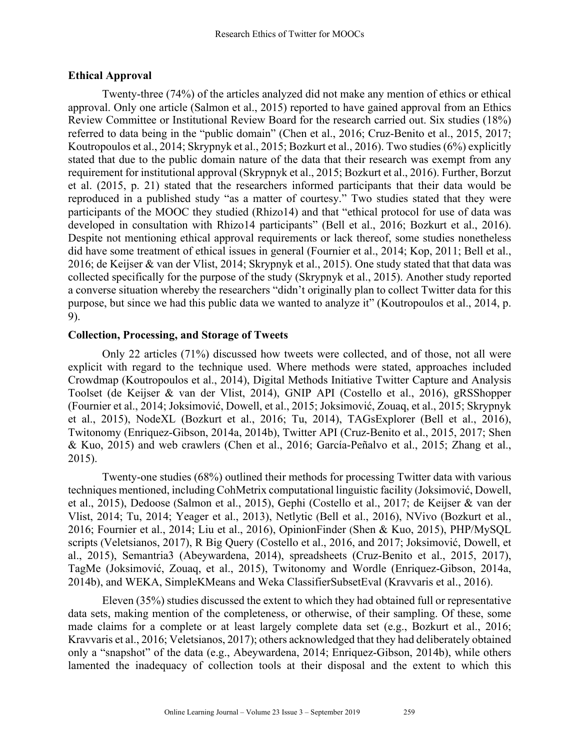## Ethical Approval

Twenty-three (74%) of the articles analyzed did not make any mention of ethics or ethical approval. Only one article (Salmon et al., 2015) reported to have gained approval from an Ethics Review Committee or Institutional Review Board for the research carried out. Six studies (18%) referred to data being in the "public domain" (Chen et al., 2016; Cruz-Benito et al., 2015, 2017; Koutropoulos et al., 2014; Skrypnyk et al., 2015; Bozkurt et al., 2016). Two studies (6%) explicitly stated that due to the public domain nature of the data that their research was exempt from any requirement for institutional approval (Skrypnyk et al., 2015; Bozkurt et al., 2016). Further, Borzut et al. (2015, p. 21) stated that the researchers informed participants that their data would be reproduced in a published study "as a matter of courtesy." Two studies stated that they were participants of the MOOC they studied (Rhizo14) and that "ethical protocol for use of data was developed in consultation with Rhizo14 participants" (Bell et al., 2016; Bozkurt et al., 2016). Despite not mentioning ethical approval requirements or lack thereof, some studies nonetheless did have some treatment of ethical issues in general (Fournier et al., 2014; Kop, 2011; Bell et al., 2016; de Keijser & van der Vlist, 2014; Skrypnyk et al., 2015). One study stated that that data was collected specifically for the purpose of the study (Skrypnyk et al., 2015). Another study reported a converse situation whereby the researchers "didn't originally plan to collect Twitter data for this purpose, but since we had this public data we wanted to analyze it" (Koutropoulos et al., 2014, p. 9).

## Collection, Processing, and Storage of Tweets

Only 22 articles (71%) discussed how tweets were collected, and of those, not all were explicit with regard to the technique used. Where methods were stated, approaches included Crowdmap (Koutropoulos et al., 2014), Digital Methods Initiative Twitter Capture and Analysis Toolset (de Keijser & van der Vlist, 2014), GNIP API (Costello et al., 2016), gRSShopper (Fournier et al., 2014; Joksimović, Dowell, et al., 2015; Joksimović, Zouaq, et al., 2015; Skrypnyk et al., 2015), NodeXL (Bozkurt et al., 2016; Tu, 2014), TAGsExplorer (Bell et al., 2016), Twitonomy (Enriquez-Gibson, 2014a, 2014b), Twitter API (Cruz-Benito et al., 2015, 2017; Shen & Kuo, 2015) and web crawlers (Chen et al., 2016; García-Peñalvo et al., 2015; Zhang et al., 2015).

Twenty-one studies (68%) outlined their methods for processing Twitter data with various techniques mentioned, including CohMetrix computational linguistic facility (Joksimović, Dowell, et al., 2015), Dedoose (Salmon et al., 2015), Gephi (Costello et al., 2017; de Keijser & van der Vlist, 2014; Tu, 2014; Yeager et al., 2013), Netlytic (Bell et al., 2016), NVivo (Bozkurt et al., 2016; Fournier et al., 2014; Liu et al., 2016), OpinionFinder (Shen & Kuo, 2015), PHP/MySQL scripts (Veletsianos, 2017), R Big Query (Costello et al., 2016, and 2017; Joksimović, Dowell, et al., 2015), Semantria3 (Abeywardena, 2014), spreadsheets (Cruz-Benito et al., 2015, 2017), TagMe (Joksimović, Zouaq, et al., 2015), Twitonomy and Wordle (Enriquez-Gibson, 2014a, 2014b), and WEKA, SimpleKMeans and Weka ClassifierSubsetEval (Kravvaris et al., 2016).

Eleven (35%) studies discussed the extent to which they had obtained full or representative data sets, making mention of the completeness, or otherwise, of their sampling. Of these, some made claims for a complete or at least largely complete data set (e.g., Bozkurt et al., 2016; Kravvaris et al., 2016; Veletsianos, 2017); others acknowledged that they had deliberately obtained only a "snapshot" of the data (e.g., Abeywardena, 2014; Enriquez-Gibson, 2014b), while others lamented the inadequacy of collection tools at their disposal and the extent to which this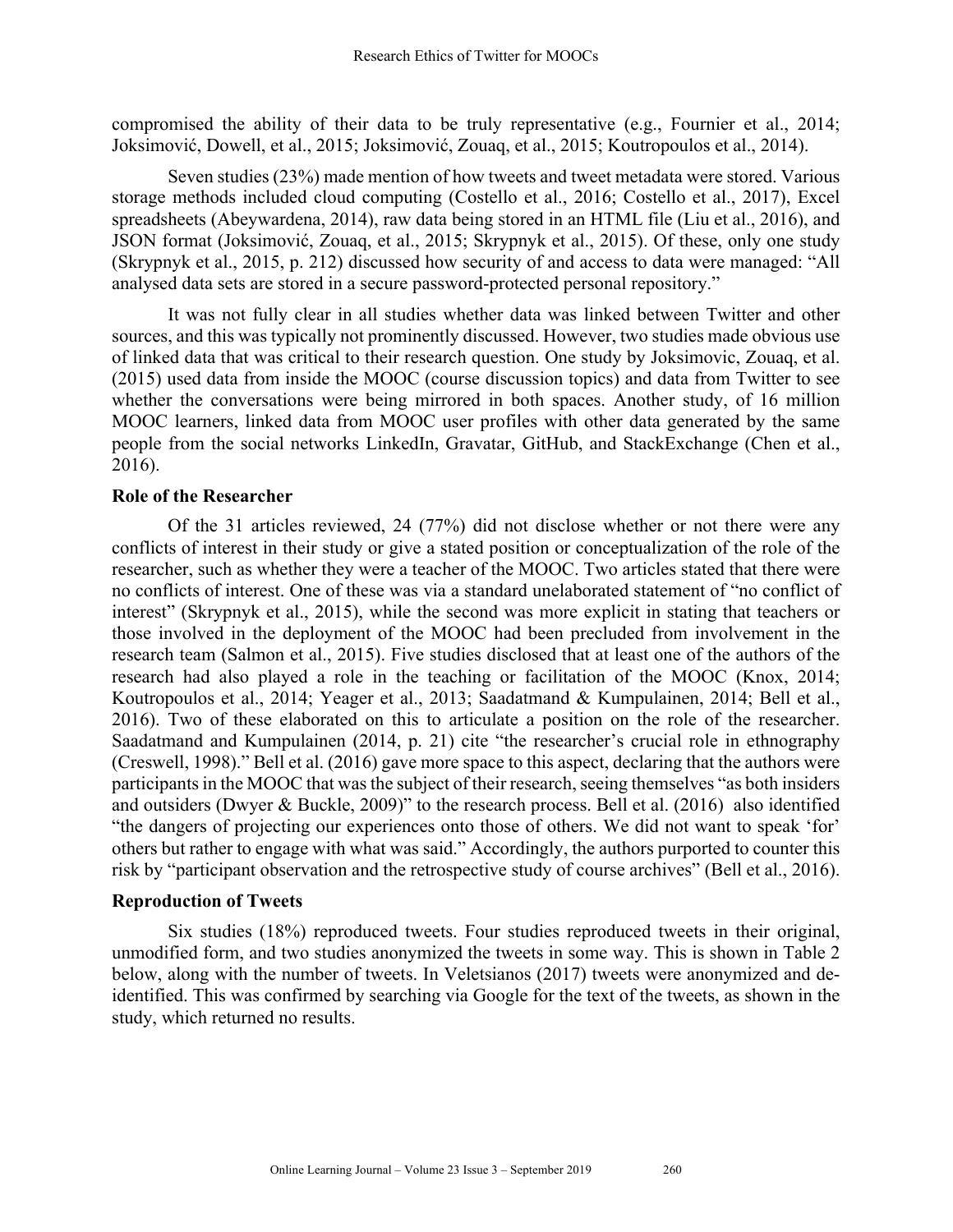compromised the ability of their data to be truly representative (e.g., Fournier et al., 2014; Joksimović, Dowell, et al., 2015; Joksimović, Zouaq, et al., 2015; Koutropoulos et al., 2014).

Seven studies (23%) made mention of how tweets and tweet metadata were stored. Various storage methods included cloud computing (Costello et al., 2016; Costello et al., 2017), Excel spreadsheets (Abeywardena, 2014), raw data being stored in an HTML file (Liu et al., 2016), and JSON format (Joksimović, Zouaq, et al., 2015; Skrypnyk et al., 2015). Of these, only one study (Skrypnyk et al., 2015, p. 212) discussed how security of and access to data were managed: "All analysed data sets are stored in a secure password-protected personal repository."

It was not fully clear in all studies whether data was linked between Twitter and other sources, and this was typically not prominently discussed. However, two studies made obvious use of linked data that was critical to their research question. One study by Joksimovic, Zouaq, et al. (2015) used data from inside the MOOC (course discussion topics) and data from Twitter to see whether the conversations were being mirrored in both spaces. Another study, of 16 million MOOC learners, linked data from MOOC user profiles with other data generated by the same people from the social networks LinkedIn, Gravatar, GitHub, and StackExchange (Chen et al., 2016).

### Role of the Researcher

Of the 31 articles reviewed, 24 (77%) did not disclose whether or not there were any conflicts of interest in their study or give a stated position or conceptualization of the role of the researcher, such as whether they were a teacher of the MOOC. Two articles stated that there were no conflicts of interest. One of these was via a standard unelaborated statement of "no conflict of interest" (Skrypnyk et al., 2015), while the second was more explicit in stating that teachers or those involved in the deployment of the MOOC had been precluded from involvement in the research team (Salmon et al., 2015). Five studies disclosed that at least one of the authors of the research had also played a role in the teaching or facilitation of the MOOC (Knox, 2014; Koutropoulos et al., 2014; Yeager et al., 2013; Saadatmand & Kumpulainen, 2014; Bell et al., 2016). Two of these elaborated on this to articulate a position on the role of the researcher. Saadatmand and Kumpulainen (2014, p. 21) cite "the researcher's crucial role in ethnography (Creswell, 1998)." Bell et al. (2016) gave more space to this aspect, declaring that the authors were participants in the MOOC that was the subject of their research, seeing themselves "as both insiders and outsiders (Dwyer & Buckle, 2009)" to the research process. Bell et al. (2016) also identified "the dangers of projecting our experiences onto those of others. We did not want to speak 'for' others but rather to engage with what was said." Accordingly, the authors purported to counter this risk by "participant observation and the retrospective study of course archives" (Bell et al., 2016).

### Reproduction of Tweets

Six studies (18%) reproduced tweets. Four studies reproduced tweets in their original, unmodified form, and two studies anonymized the tweets in some way. This is shown in Table 2 below, along with the number of tweets. In Veletsianos (2017) tweets were anonymized and de-identified. This was confirmed by searching via Google for the text of the tweets, as shown in the study, which returned no results.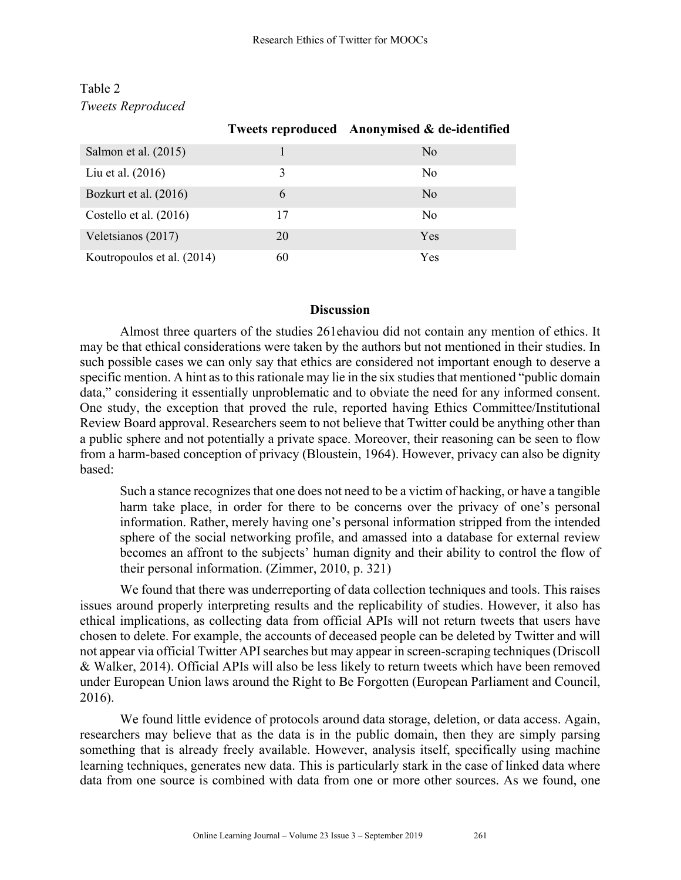Table 2
*Tweets Reproduced*

| | Tweets reproduced | Anonymised & de-identified |
|---|---|---|
| Salmon et al. (2015) | 1 | No |
| Liu et al. (2016) | 3 | No |
| Bozkurt et al. (2016) | 6 | No |
| Costello et al. (2016) | 17 | No |
| Veletsianos (2017) | 20 | Yes |
| Koutropoulos et al. (2014) | 60 | Yes |

## Discussion

Almost three quarters of the studies 261ehaviou did not contain any mention of ethics. It may be that ethical considerations were taken by the authors but not mentioned in their studies. In such possible cases we can only say that ethics are considered not important enough to deserve a specific mention. A hint as to this rationale may lie in the six studies that mentioned "public domain data," considering it essentially unproblematic and to obviate the need for any informed consent. One study, the exception that proved the rule, reported having Ethics Committee/Institutional Review Board approval. Researchers seem to not believe that Twitter could be anything other than a public sphere and not potentially a private space. Moreover, their reasoning can be seen to flow from a harm-based conception of privacy (Bloustein, 1964). However, privacy can also be dignity based:

> Such a stance recognizes that one does not need to be a victim of hacking, or have a tangible harm take place, in order for there to be concerns over the privacy of one's personal information. Rather, merely having one's personal information stripped from the intended sphere of the social networking profile, and amassed into a database for external review becomes an affront to the subjects' human dignity and their ability to control the flow of their personal information. (Zimmer, 2010, p. 321)

We found that there was underreporting of data collection techniques and tools. This raises issues around properly interpreting results and the replicability of studies. However, it also has ethical implications, as collecting data from official APIs will not return tweets that users have chosen to delete. For example, the accounts of deceased people can be deleted by Twitter and will not appear via official Twitter API searches but may appear in screen-scraping techniques (Driscoll & Walker, 2014). Official APIs will also be less likely to return tweets which have been removed under European Union laws around the Right to Be Forgotten (European Parliament and Council, 2016).

We found little evidence of protocols around data storage, deletion, or data access. Again, researchers may believe that as the data is in the public domain, then they are simply parsing something that is already freely available. However, analysis itself, specifically using machine learning techniques, generates new data. This is particularly stark in the case of linked data where data from one source is combined with data from one or more other sources. As we found, one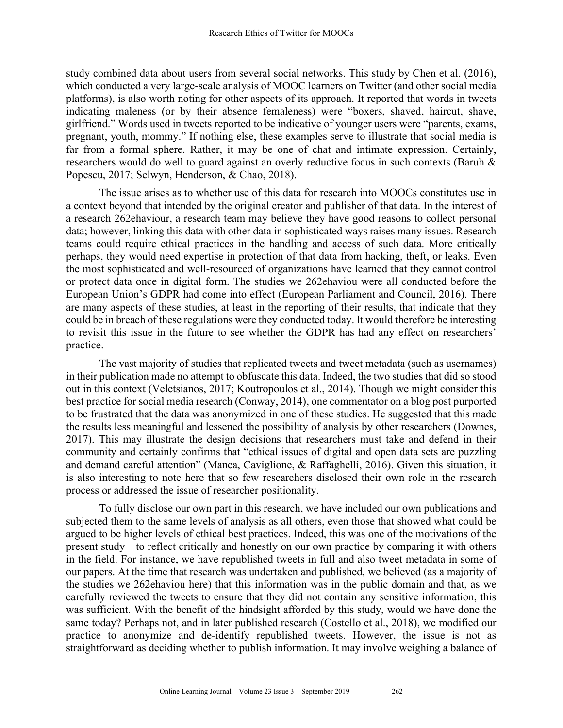study combined data about users from several social networks. This study by Chen et al. (2016), which conducted a very large-scale analysis of MOOC learners on Twitter (and other social media platforms), is also worth noting for other aspects of its approach. It reported that words in tweets indicating maleness (or by their absence femaleness) were "boxers, shaved, haircut, shave, girlfriend." Words used in tweets reported to be indicative of younger users were "parents, exams, pregnant, youth, mommy." If nothing else, these examples serve to illustrate that social media is far from a formal sphere. Rather, it may be one of chat and intimate expression. Certainly, researchers would do well to guard against an overly reductive focus in such contexts (Baruh & Popescu, 2017; Selwyn, Henderson, & Chao, 2018).

The issue arises as to whether use of this data for research into MOOCs constitutes use in a context beyond that intended by the original creator and publisher of that data. In the interest of a research 262ehaviour, a research team may believe they have good reasons to collect personal data; however, linking this data with other data in sophisticated ways raises many issues. Research teams could require ethical practices in the handling and access of such data. More critically perhaps, they would need expertise in protection of that data from hacking, theft, or leaks. Even the most sophisticated and well-resourced of organizations have learned that they cannot control or protect data once in digital form. The studies we 262ehaviou were all conducted before the European Union's GDPR had come into effect (European Parliament and Council, 2016). There are many aspects of these studies, at least in the reporting of their results, that indicate that they could be in breach of these regulations were they conducted today. It would therefore be interesting to revisit this issue in the future to see whether the GDPR has had any effect on researchers' practice.

The vast majority of studies that replicated tweets and tweet metadata (such as usernames) in their publication made no attempt to obfuscate this data. Indeed, the two studies that did so stood out in this context (Veletsianos, 2017; Koutropoulos et al., 2014). Though we might consider this best practice for social media research (Conway, 2014), one commentator on a blog post purported to be frustrated that the data was anonymized in one of these studies. He suggested that this made the results less meaningful and lessened the possibility of analysis by other researchers (Downes, 2017). This may illustrate the design decisions that researchers must take and defend in their community and certainly confirms that "ethical issues of digital and open data sets are puzzling and demand careful attention" (Manca, Caviglione, & Raffaghelli, 2016). Given this situation, it is also interesting to note here that so few researchers disclosed their own role in the research process or addressed the issue of researcher positionality.

To fully disclose our own part in this research, we have included our own publications and subjected them to the same levels of analysis as all others, even those that showed what could be argued to be higher levels of ethical best practices. Indeed, this was one of the motivations of the present study—to reflect critically and honestly on our own practice by comparing it with others in the field. For instance, we have republished tweets in full and also tweet metadata in some of our papers. At the time that research was undertaken and published, we believed (as a majority of the studies we 262ehaviou here) that this information was in the public domain and that, as we carefully reviewed the tweets to ensure that they did not contain any sensitive information, this was sufficient. With the benefit of the hindsight afforded by this study, would we have done the same today? Perhaps not, and in later published research (Costello et al., 2018), we modified our practice to anonymize and de-identify republished tweets. However, the issue is not as straightforward as deciding whether to publish information. It may involve weighing a balance of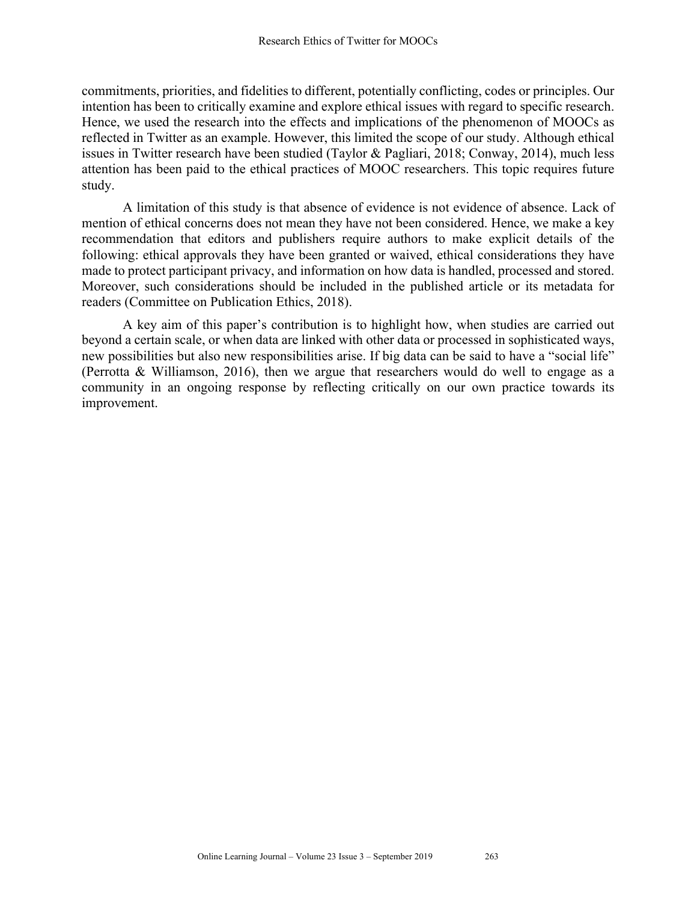commitments, priorities, and fidelities to different, potentially conflicting, codes or principles. Our intention has been to critically examine and explore ethical issues with regard to specific research. Hence, we used the research into the effects and implications of the phenomenon of MOOCs as reflected in Twitter as an example. However, this limited the scope of our study. Although ethical issues in Twitter research have been studied (Taylor & Pagliari, 2018; Conway, 2014), much less attention has been paid to the ethical practices of MOOC researchers. This topic requires future study.

A limitation of this study is that absence of evidence is not evidence of absence. Lack of mention of ethical concerns does not mean they have not been considered. Hence, we make a key recommendation that editors and publishers require authors to make explicit details of the following: ethical approvals they have been granted or waived, ethical considerations they have made to protect participant privacy, and information on how data is handled, processed and stored. Moreover, such considerations should be included in the published article or its metadata for readers (Committee on Publication Ethics, 2018).

A key aim of this paper's contribution is to highlight how, when studies are carried out beyond a certain scale, or when data are linked with other data or processed in sophisticated ways, new possibilities but also new responsibilities arise. If big data can be said to have a "social life" (Perrotta & Williamson, 2016), then we argue that researchers would do well to engage as a community in an ongoing response by reflecting critically on our own practice towards its improvement.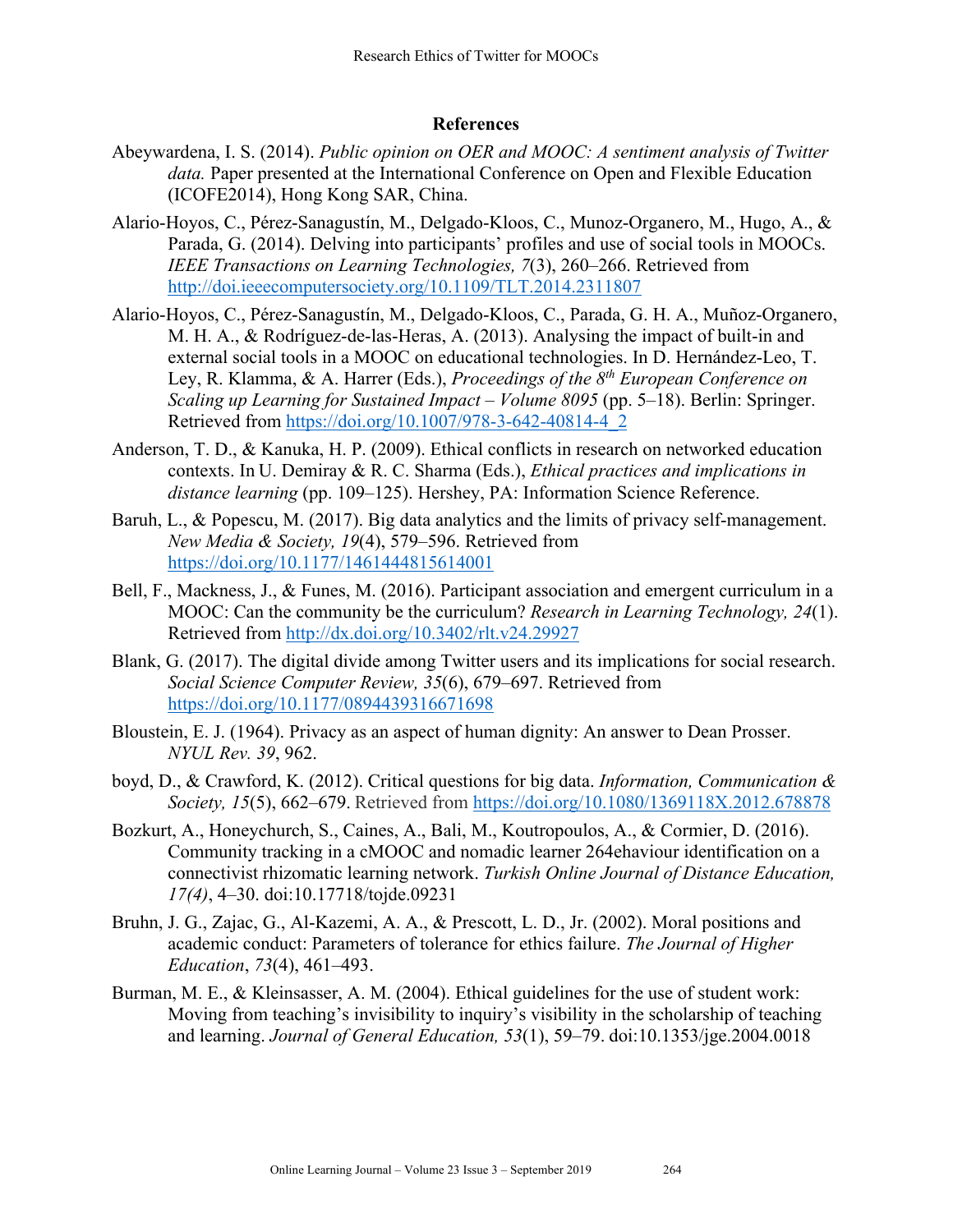## References

Abeywardena, I. S. (2014). *Public opinion on OER and MOOC: A sentiment analysis of Twitter data.* Paper presented at the International Conference on Open and Flexible Education (ICOFE2014), Hong Kong SAR, China.

Alario-Hoyos, C., Pérez-Sanagustín, M., Delgado-Kloos, C., Munoz-Organero, M., Hugo, A., & Parada, G. (2014). Delving into participants' profiles and use of social tools in MOOCs. *IEEE Transactions on Learning Technologies, 7*(3), 260–266. Retrieved from http://doi.ieeecomputersociety.org/10.1109/TLT.2014.2311807

Alario-Hoyos, C., Pérez-Sanagustín, M., Delgado-Kloos, C., Parada, G. H. A., Muñoz-Organero, M. H. A., & Rodríguez-de-las-Heras, A. (2013). Analysing the impact of built-in and external social tools in a MOOC on educational technologies. In D. Hernández-Leo, T. Ley, R. Klamma, & A. Harrer (Eds.), *Proceedings of the 8th European Conference on Scaling up Learning for Sustained Impact – Volume 8095* (pp. 5–18). Berlin: Springer. Retrieved from https://doi.org/10.1007/978-3-642-40814-4_2

Anderson, T. D., & Kanuka, H. P. (2009). Ethical conflicts in research on networked education contexts. In U. Demiray & R. C. Sharma (Eds.), *Ethical practices and implications in distance learning* (pp. 109–125). Hershey, PA: Information Science Reference.

Baruh, L., & Popescu, M. (2017). Big data analytics and the limits of privacy self-management. *New Media & Society, 19*(4), 579–596. Retrieved from https://doi.org/10.1177/1461444815614001

Bell, F., Mackness, J., & Funes, M. (2016). Participant association and emergent curriculum in a MOOC: Can the community be the curriculum? *Research in Learning Technology, 24*(1). Retrieved from http://dx.doi.org/10.3402/rlt.v24.29927

Blank, G. (2017). The digital divide among Twitter users and its implications for social research. *Social Science Computer Review, 35*(6), 679–697. Retrieved from https://doi.org/10.1177/0894439316671698

Bloustein, E. J. (1964). Privacy as an aspect of human dignity: An answer to Dean Prosser. *NYUL Rev. 39*, 962.

boyd, D., & Crawford, K. (2012). Critical questions for big data. *Information, Communication & Society, 15*(5), 662–679. Retrieved from https://doi.org/10.1080/1369118X.2012.678878

Bozkurt, A., Honeychurch, S., Caines, A., Bali, M., Koutropoulos, A., & Cormier, D. (2016). Community tracking in a cMOOC and nomadic learner 264ehaviour identification on a connectivist rhizomatic learning network. *Turkish Online Journal of Distance Education, 17(4)*, 4–30. doi:10.17718/tojde.09231

Bruhn, J. G., Zajac, G., Al-Kazemi, A. A., & Prescott, L. D., Jr. (2002). Moral positions and academic conduct: Parameters of tolerance for ethics failure. *The Journal of Higher Education*, *73*(4), 461–493.

Burman, M. E., & Kleinsasser, A. M. (2004). Ethical guidelines for the use of student work: Moving from teaching's invisibility to inquiry's visibility in the scholarship of teaching and learning. *Journal of General Education, 53*(1), 59–79. doi:10.1353/jge.2004.0018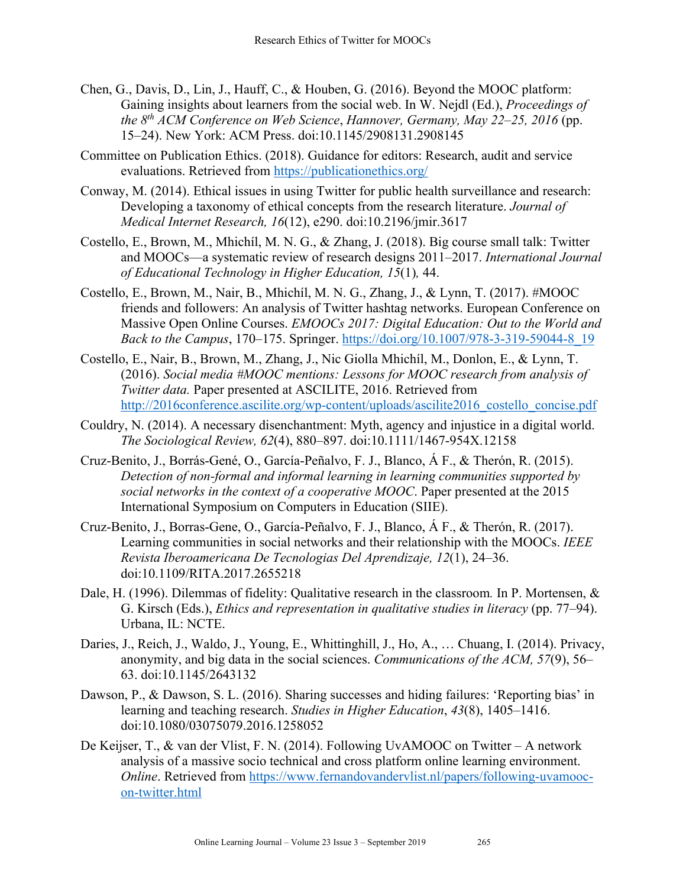Chen, G., Davis, D., Lin, J., Hauff, C., & Houben, G. (2016). Beyond the MOOC platform: Gaining insights about learners from the social web. In W. Nejdl (Ed.), *Proceedings of the 8th ACM Conference on Web Science*, *Hannover, Germany, May 22–25, 2016* (pp. 15–24). New York: ACM Press. doi:10.1145/2908131.2908145

Committee on Publication Ethics. (2018). Guidance for editors: Research, audit and service evaluations. Retrieved from https://publicationethics.org/

Conway, M. (2014). Ethical issues in using Twitter for public health surveillance and research: Developing a taxonomy of ethical concepts from the research literature. *Journal of Medical Internet Research, 16*(12), e290. doi:10.2196/jmir.3617

Costello, E., Brown, M., Mhichíl, M. N. G., & Zhang, J. (2018). Big course small talk: Twitter and MOOCs—a systematic review of research designs 2011–2017. *International Journal of Educational Technology in Higher Education, 15*(1)*,* 44.

Costello, E., Brown, M., Nair, B., Mhichíl, M. N. G., Zhang, J., & Lynn, T. (2017). #MOOC friends and followers: An analysis of Twitter hashtag networks. European Conference on Massive Open Online Courses. *EMOOCs 2017: Digital Education: Out to the World and Back to the Campus*, 170–175. Springer. https://doi.org/10.1007/978-3-319-59044-8_19

Costello, E., Nair, B., Brown, M., Zhang, J., Nic Giolla Mhichíl, M., Donlon, E., & Lynn, T. (2016). *Social media #MOOC mentions: Lessons for MOOC research from analysis of Twitter data.* Paper presented at ASCILITE, 2016. Retrieved from http://2016conference.ascilite.org/wp-content/uploads/ascilite2016_costello_concise.pdf

Couldry, N. (2014). A necessary disenchantment: Myth, agency and injustice in a digital world. *The Sociological Review, 62*(4), 880–897. doi:10.1111/1467-954X.12158

Cruz-Benito, J., Borrás-Gené, O., García-Peñalvo, F. J., Blanco, Á F., & Therón, R. (2015). *Detection of non-formal and informal learning in learning communities supported by social networks in the context of a cooperative MOOC*. Paper presented at the 2015 International Symposium on Computers in Education (SIIE).

Cruz-Benito, J., Borras-Gene, O., García-Peñalvo, F. J., Blanco, Á F., & Therón, R. (2017). Learning communities in social networks and their relationship with the MOOCs. *IEEE Revista Iberoamericana De Tecnologias Del Aprendizaje, 12*(1), 24–36. doi:10.1109/RITA.2017.2655218

Dale, H. (1996). Dilemmas of fidelity: Qualitative research in the classroom*.* In P. Mortensen, & G. Kirsch (Eds.), *Ethics and representation in qualitative studies in literacy* (pp. 77–94). Urbana, IL: NCTE.

Daries, J., Reich, J., Waldo, J., Young, E., Whittinghill, J., Ho, A., … Chuang, I. (2014). Privacy, anonymity, and big data in the social sciences. *Communications of the ACM, 57*(9), 56–63. doi:10.1145/2643132

Dawson, P., & Dawson, S. L. (2016). Sharing successes and hiding failures: 'Reporting bias' in learning and teaching research. *Studies in Higher Education*, *43*(8), 1405–1416. doi:10.1080/03075079.2016.1258052

De Keijser, T., & van der Vlist, F. N. (2014). Following UvAMOOC on Twitter – A network analysis of a massive socio technical and cross platform online learning environment. *Online*. Retrieved from https://www.fernandovandervlist.nl/papers/following-uvamooc-on-twitter.html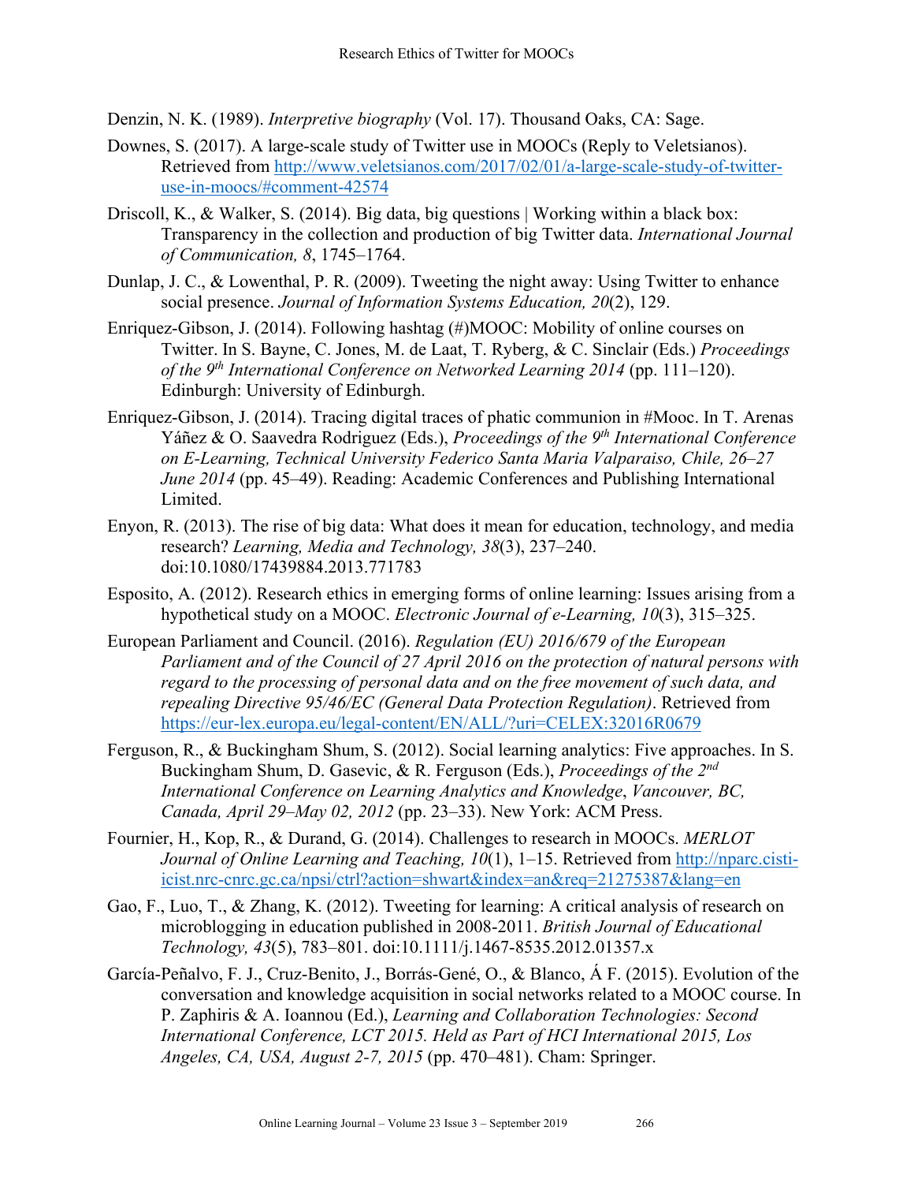Denzin, N. K. (1989). *Interpretive biography* (Vol. 17). Thousand Oaks, CA: Sage.

Downes, S. (2017). A large-scale study of Twitter use in MOOCs (Reply to Veletsianos). Retrieved from http://www.veletsianos.com/2017/02/01/a-large-scale-study-of-twitter-use-in-moocs/#comment-42574

Driscoll, K., & Walker, S. (2014). Big data, big questions | Working within a black box: Transparency in the collection and production of big Twitter data. *International Journal of Communication, 8*, 1745–1764.

Dunlap, J. C., & Lowenthal, P. R. (2009). Tweeting the night away: Using Twitter to enhance social presence. *Journal of Information Systems Education, 20*(2), 129.

Enriquez-Gibson, J. (2014). Following hashtag (#)MOOC: Mobility of online courses on Twitter. In S. Bayne, C. Jones, M. de Laat, T. Ryberg, & C. Sinclair (Eds.) *Proceedings of the 9th International Conference on Networked Learning 2014* (pp. 111–120). Edinburgh: University of Edinburgh.

Enriquez-Gibson, J. (2014). Tracing digital traces of phatic communion in #Mooc. In T. Arenas Yáñez & O. Saavedra Rodriguez (Eds.), *Proceedings of the 9th International Conference on E-Learning, Technical University Federico Santa Maria Valparaiso, Chile, 26–27 June 2014* (pp. 45–49). Reading: Academic Conferences and Publishing International Limited.

Enyon, R. (2013). The rise of big data: What does it mean for education, technology, and media research? *Learning, Media and Technology, 38*(3), 237–240. doi:10.1080/17439884.2013.771783

Esposito, A. (2012). Research ethics in emerging forms of online learning: Issues arising from a hypothetical study on a MOOC. *Electronic Journal of e-Learning, 10*(3), 315–325.

European Parliament and Council. (2016). *Regulation (EU) 2016/679 of the European Parliament and of the Council of 27 April 2016 on the protection of natural persons with regard to the processing of personal data and on the free movement of such data, and repealing Directive 95/46/EC (General Data Protection Regulation)*. Retrieved from https://eur-lex.europa.eu/legal-content/EN/ALL/?uri=CELEX:32016R0679

Ferguson, R., & Buckingham Shum, S. (2012). Social learning analytics: Five approaches. In S. Buckingham Shum, D. Gasevic, & R. Ferguson (Eds.), *Proceedings of the 2nd International Conference on Learning Analytics and Knowledge*, *Vancouver, BC, Canada, April 29–May 02, 2012* (pp. 23–33). New York: ACM Press.

Fournier, H., Kop, R., & Durand, G. (2014). Challenges to research in MOOCs. *MERLOT Journal of Online Learning and Teaching, 10*(1), 1–15. Retrieved from http://nparc.cisti-icist.nrc-cnrc.gc.ca/npsi/ctrl?action=shwart&index=an&req=21275387&lang=en

Gao, F., Luo, T., & Zhang, K. (2012). Tweeting for learning: A critical analysis of research on microblogging in education published in 2008-2011. *British Journal of Educational Technology, 43*(5), 783–801. doi:10.1111/j.1467-8535.2012.01357.x

García-Peñalvo, F. J., Cruz-Benito, J., Borrás-Gené, O., & Blanco, Á F. (2015). Evolution of the conversation and knowledge acquisition in social networks related to a MOOC course. In P. Zaphiris & A. Ioannou (Ed.), *Learning and Collaboration Technologies: Second International Conference, LCT 2015. Held as Part of HCI International 2015, Los Angeles, CA, USA, August 2-7, 2015* (pp. 470–481). Cham: Springer.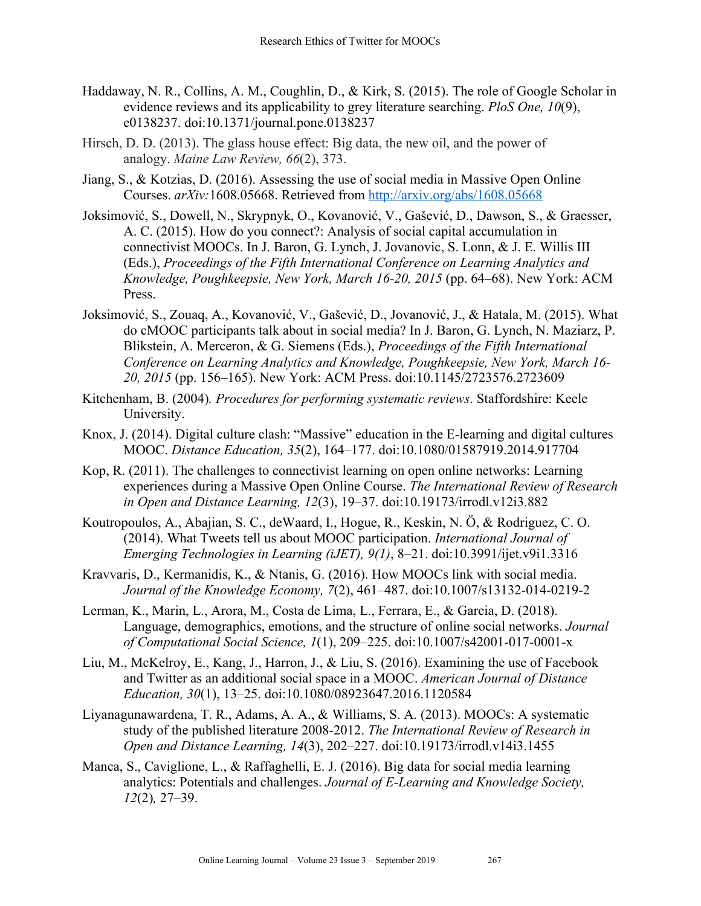Haddaway, N. R., Collins, A. M., Coughlin, D., & Kirk, S. (2015). The role of Google Scholar in evidence reviews and its applicability to grey literature searching. *PloS One, 10*(9), e0138237. doi:10.1371/journal.pone.0138237

Hirsch, D. D. (2013). The glass house effect: Big data, the new oil, and the power of analogy. *Maine Law Review, 66*(2), 373.

Jiang, S., & Kotzias, D. (2016). Assessing the use of social media in Massive Open Online Courses. *arXiv:*1608.05668. Retrieved from http://arxiv.org/abs/1608.05668

Joksimović, S., Dowell, N., Skrypnyk, O., Kovanović, V., Gašević, D., Dawson, S., & Graesser, A. C. (2015). How do you connect?: Analysis of social capital accumulation in connectivist MOOCs. In J. Baron, G. Lynch, J. Jovanovic, S. Lonn, & J. E. Willis III (Eds.), *Proceedings of the Fifth International Conference on Learning Analytics and Knowledge, Poughkeepsie, New York, March 16-20, 2015* (pp. 64–68). New York: ACM Press.

Joksimović, S., Zouaq, A., Kovanović, V., Gašević, D., Jovanović, J., & Hatala, M. (2015). What do cMOOC participants talk about in social media? In J. Baron, G. Lynch, N. Maziarz, P. Blikstein, A. Merceron, & G. Siemens (Eds.), *Proceedings of the Fifth International Conference on Learning Analytics and Knowledge, Poughkeepsie, New York, March 16-20, 2015* (pp. 156–165). New York: ACM Press. doi:10.1145/2723576.2723609

Kitchenham, B. (2004). *Procedures for performing systematic reviews*. Staffordshire: Keele University.

Knox, J. (2014). Digital culture clash: "Massive" education in the E-learning and digital cultures MOOC. *Distance Education, 35*(2), 164–177. doi:10.1080/01587919.2014.917704

Kop, R. (2011). The challenges to connectivist learning on open online networks: Learning experiences during a Massive Open Online Course. *The International Review of Research in Open and Distance Learning, 12*(3), 19–37. doi:10.19173/irrodl.v12i3.882

Koutropoulos, A., Abajian, S. C., deWaard, I., Hogue, R., Keskin, N. Ö, & Rodriguez, C. O. (2014). What Tweets tell us about MOOC participation. *International Journal of Emerging Technologies in Learning (iJET), 9(1)*, 8–21. doi:10.3991/ijet.v9i1.3316

Kravvaris, D., Kermanidis, K., & Ntanis, G. (2016). How MOOCs link with social media. *Journal of the Knowledge Economy, 7*(2), 461–487. doi:10.1007/s13132-014-0219-2

Lerman, K., Marin, L., Arora, M., Costa de Lima, L., Ferrara, E., & Garcia, D. (2018). Language, demographics, emotions, and the structure of online social networks. *Journal of Computational Social Science, 1*(1), 209–225. doi:10.1007/s42001-017-0001-x

Liu, M., McKelroy, E., Kang, J., Harron, J., & Liu, S. (2016). Examining the use of Facebook and Twitter as an additional social space in a MOOC. *American Journal of Distance Education, 30*(1), 13–25. doi:10.1080/08923647.2016.1120584

Liyanagunawardena, T. R., Adams, A. A., & Williams, S. A. (2013). MOOCs: A systematic study of the published literature 2008-2012. *The International Review of Research in Open and Distance Learning, 14*(3), 202–227. doi:10.19173/irrodl.v14i3.1455

Manca, S., Caviglione, L., & Raffaghelli, E. J. (2016). Big data for social media learning analytics: Potentials and challenges. *Journal of E-Learning and Knowledge Society, 12*(2), 27–39.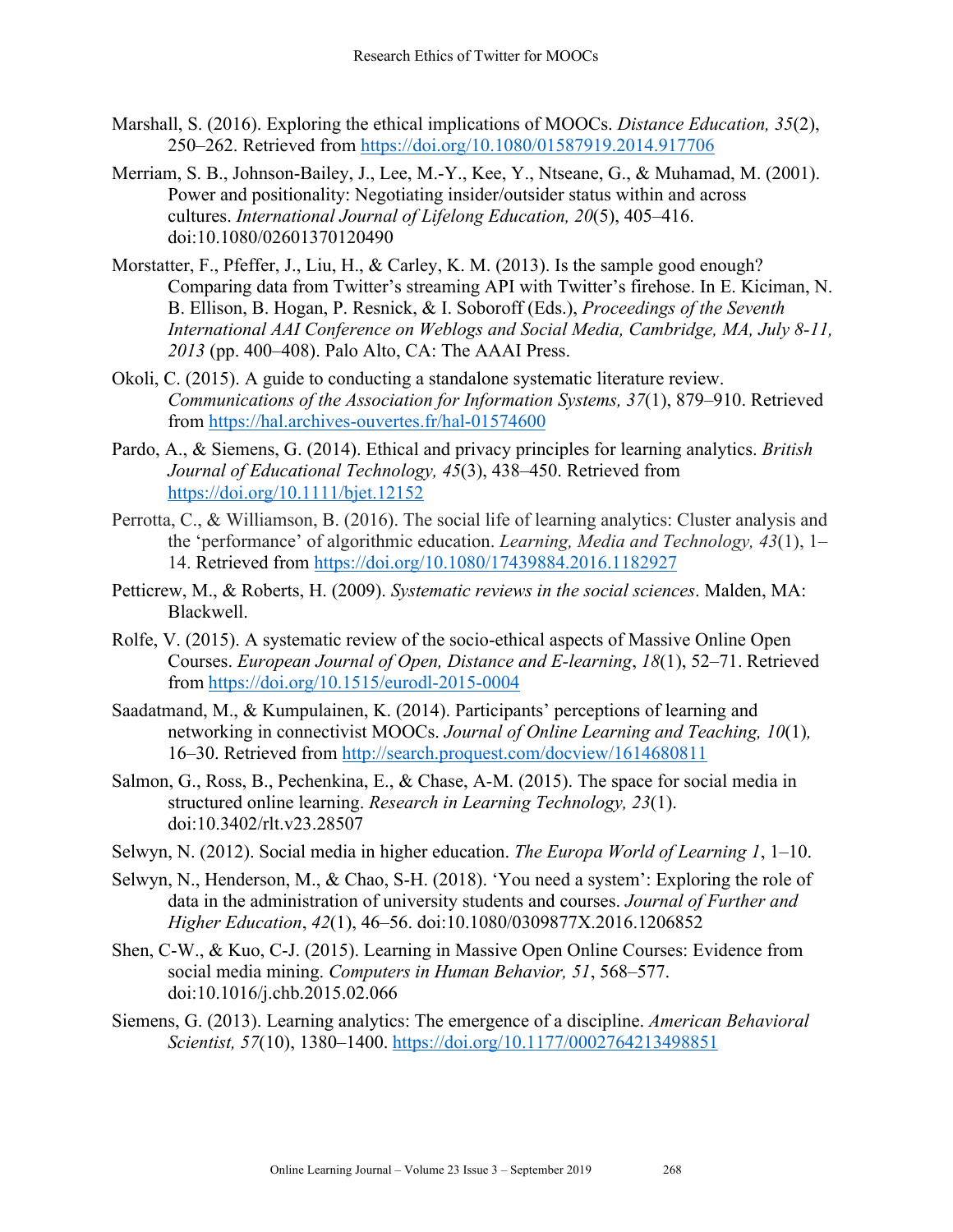Marshall, S. (2016). Exploring the ethical implications of MOOCs. *Distance Education, 35*(2), 250–262. Retrieved from https://doi.org/10.1080/01587919.2014.917706

Merriam, S. B., Johnson-Bailey, J., Lee, M.-Y., Kee, Y., Ntseane, G., & Muhamad, M. (2001). Power and positionality: Negotiating insider/outsider status within and across cultures. *International Journal of Lifelong Education, 20*(5), 405–416. doi:10.1080/02601370120490

Morstatter, F., Pfeffer, J., Liu, H., & Carley, K. M. (2013). Is the sample good enough? Comparing data from Twitter's streaming API with Twitter's firehose. In E. Kiciman, N. B. Ellison, B. Hogan, P. Resnick, & I. Soboroff (Eds.), *Proceedings of the Seventh International AAI Conference on Weblogs and Social Media, Cambridge, MA, July 8-11, 2013* (pp. 400–408). Palo Alto, CA: The AAAI Press.

Okoli, C. (2015). A guide to conducting a standalone systematic literature review. *Communications of the Association for Information Systems, 37*(1), 879–910. Retrieved from https://hal.archives-ouvertes.fr/hal-01574600

Pardo, A., & Siemens, G. (2014). Ethical and privacy principles for learning analytics. *British Journal of Educational Technology, 45*(3), 438–450. Retrieved from https://doi.org/10.1111/bjet.12152

Perrotta, C., & Williamson, B. (2016). The social life of learning analytics: Cluster analysis and the 'performance' of algorithmic education. *Learning, Media and Technology, 43*(1), 1–14. Retrieved from https://doi.org/10.1080/17439884.2016.1182927

Petticrew, M., & Roberts, H. (2009). *Systematic reviews in the social sciences*. Malden, MA: Blackwell.

Rolfe, V. (2015). A systematic review of the socio-ethical aspects of Massive Online Open Courses. *European Journal of Open, Distance and E-learning*, *18*(1), 52–71. Retrieved from https://doi.org/10.1515/eurodl-2015-0004

Saadatmand, M., & Kumpulainen, K. (2014). Participants' perceptions of learning and networking in connectivist MOOCs. *Journal of Online Learning and Teaching, 10*(1), 16–30. Retrieved from http://search.proquest.com/docview/1614680811

Salmon, G., Ross, B., Pechenkina, E., & Chase, A-M. (2015). The space for social media in structured online learning. *Research in Learning Technology, 23*(1). doi:10.3402/rlt.v23.28507

Selwyn, N. (2012). Social media in higher education. *The Europa World of Learning 1*, 1–10.

Selwyn, N., Henderson, M., & Chao, S-H. (2018). 'You need a system': Exploring the role of data in the administration of university students and courses. *Journal of Further and Higher Education*, *42*(1), 46–56. doi:10.1080/0309877X.2016.1206852

Shen, C-W., & Kuo, C-J. (2015). Learning in Massive Open Online Courses: Evidence from social media mining. *Computers in Human Behavior, 51*, 568–577. doi:10.1016/j.chb.2015.02.066

Siemens, G. (2013). Learning analytics: The emergence of a discipline. *American Behavioral Scientist, 57*(10), 1380–1400. https://doi.org/10.1177/0002764213498851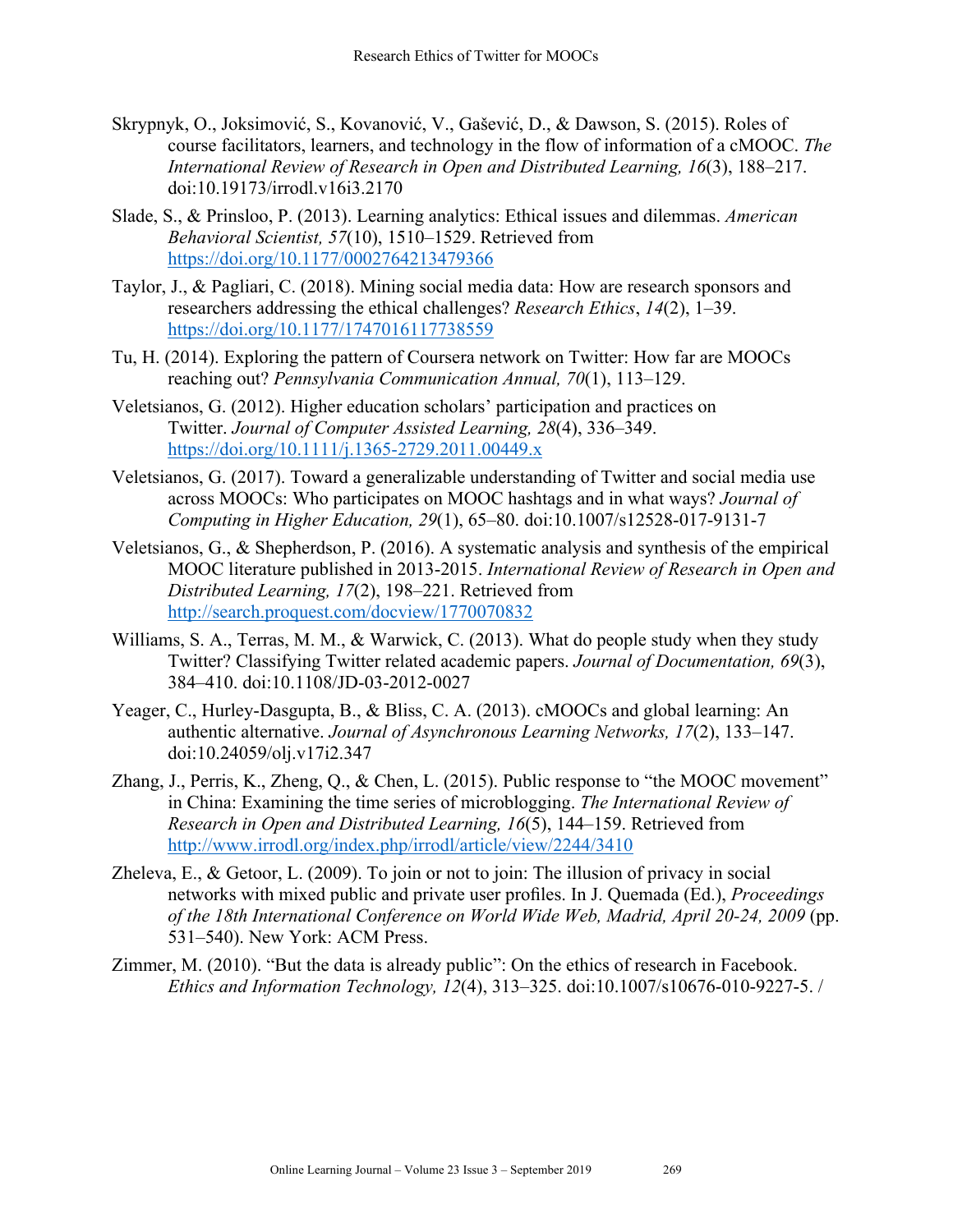Skrypnyk, O., Joksimović, S., Kovanović, V., Gašević, D., & Dawson, S. (2015). Roles of course facilitators, learners, and technology in the flow of information of a cMOOC. *The International Review of Research in Open and Distributed Learning, 16*(3), 188–217. doi:10.19173/irrodl.v16i3.2170

Slade, S., & Prinsloo, P. (2013). Learning analytics: Ethical issues and dilemmas. *American Behavioral Scientist, 57*(10), 1510–1529. Retrieved from https://doi.org/10.1177/0002764213479366

Taylor, J., & Pagliari, C. (2018). Mining social media data: How are research sponsors and researchers addressing the ethical challenges? *Research Ethics*, *14*(2), 1–39. https://doi.org/10.1177/1747016117738559

Tu, H. (2014). Exploring the pattern of Coursera network on Twitter: How far are MOOCs reaching out? *Pennsylvania Communication Annual, 70*(1), 113–129.

Veletsianos, G. (2012). Higher education scholars' participation and practices on Twitter. *Journal of Computer Assisted Learning, 28*(4), 336–349. https://doi.org/10.1111/j.1365-2729.2011.00449.x

Veletsianos, G. (2017). Toward a generalizable understanding of Twitter and social media use across MOOCs: Who participates on MOOC hashtags and in what ways? *Journal of Computing in Higher Education, 29*(1), 65–80. doi:10.1007/s12528-017-9131-7

Veletsianos, G., & Shepherdson, P. (2016). A systematic analysis and synthesis of the empirical MOOC literature published in 2013-2015. *International Review of Research in Open and Distributed Learning, 17*(2), 198–221. Retrieved from http://search.proquest.com/docview/1770070832

Williams, S. A., Terras, M. M., & Warwick, C. (2013). What do people study when they study Twitter? Classifying Twitter related academic papers. *Journal of Documentation, 69*(3), 384–410. doi:10.1108/JD-03-2012-0027

Yeager, C., Hurley-Dasgupta, B., & Bliss, C. A. (2013). cMOOCs and global learning: An authentic alternative. *Journal of Asynchronous Learning Networks, 17*(2), 133–147. doi:10.24059/olj.v17i2.347

Zhang, J., Perris, K., Zheng, Q., & Chen, L. (2015). Public response to "the MOOC movement" in China: Examining the time series of microblogging. *The International Review of Research in Open and Distributed Learning, 16*(5), 144–159. Retrieved from http://www.irrodl.org/index.php/irrodl/article/view/2244/3410

Zheleva, E., & Getoor, L. (2009). To join or not to join: The illusion of privacy in social networks with mixed public and private user profiles. In J. Quemada (Ed.), *Proceedings of the 18th International Conference on World Wide Web, Madrid, April 20-24, 2009* (pp. 531–540). New York: ACM Press.

Zimmer, M. (2010). "But the data is already public": On the ethics of research in Facebook. *Ethics and Information Technology, 12*(4), 313–325. doi:10.1007/s10676-010-9227-5. /